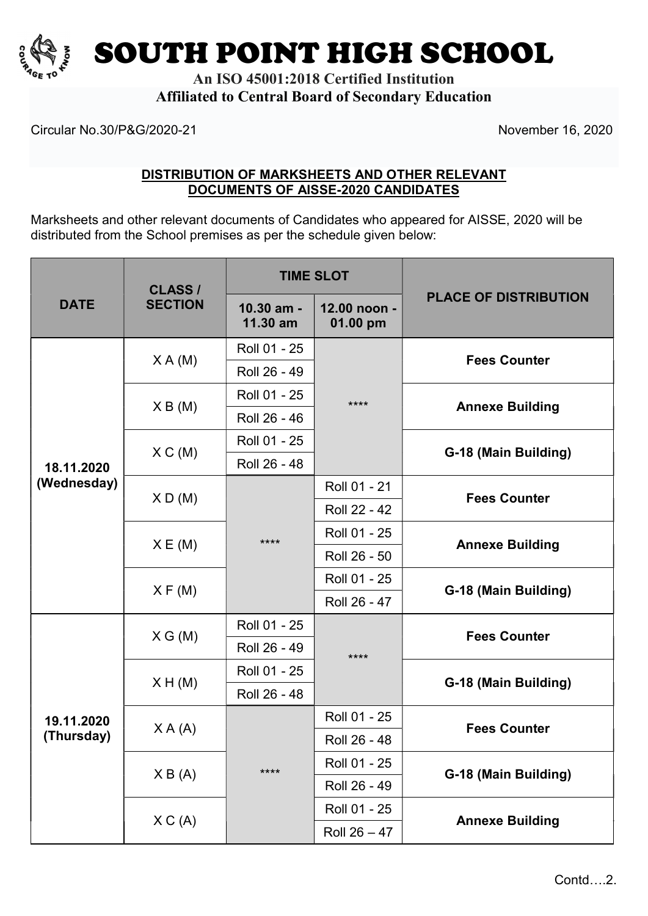# SOUTH POINT HIGH SCHOOL

**An ISO 45001:2018 Certified Institution**
**Affiliated to Central Board of Secondary Education**

Circular No.30/P&G/2020-21 November 16, 2020

## DISTRIBUTION OF MARKSHEETS AND OTHER RELEVANT DOCUMENTS OF AISSE-2020 CANDIDATES

Marksheets and other relevant documents of Candidates who appeared for AISSE, 2020 will be distributed from the School premises as per the schedule given below:

| DATE | CLASS / SECTION | TIME SLOT | | PLACE OF DISTRIBUTION |
|---|---|---|---|---|
| | | 10.30 am - 11.30 am | 12.00 noon - 01.00 pm | |
| 18.11.2020 (Wednesday) | X A (M) | Roll 01 - 25 | **** | Fees Counter |
| | | Roll 26 - 49 | | |
| | X B (M) | Roll 01 - 25 | | Annexe Building |
| | | Roll 26 - 46 | | |
| | X C (M) | Roll 01 - 25 | | G-18 (Main Building) |
| | | Roll 26 - 48 | | |
| | X D (M) | **** | Roll 01 - 21 | Fees Counter |
| | | | Roll 22 - 42 | |
| | X E (M) | | Roll 01 - 25 | Annexe Building |
| | | | Roll 26 - 50 | |
| | X F (M) | | Roll 01 - 25 | G-18 (Main Building) |
| | | | Roll 26 - 47 | |
| 19.11.2020 (Thursday) | X G (M) | Roll 01 - 25 | **** | Fees Counter |
| | | Roll 26 - 49 | | |
| | X H (M) | Roll 01 - 25 | | G-18 (Main Building) |
| | | Roll 26 - 48 | | |
| | X A (A) | **** | Roll 01 - 25 | Fees Counter |
| | | | Roll 26 - 48 | |
| | X B (A) | | Roll 01 - 25 | G-18 (Main Building) |
| | | | Roll 26 - 49 | |
| | X C (A) | | Roll 01 - 25 | Annexe Building |
| | | | Roll 26 – 47 | |

Contd….2.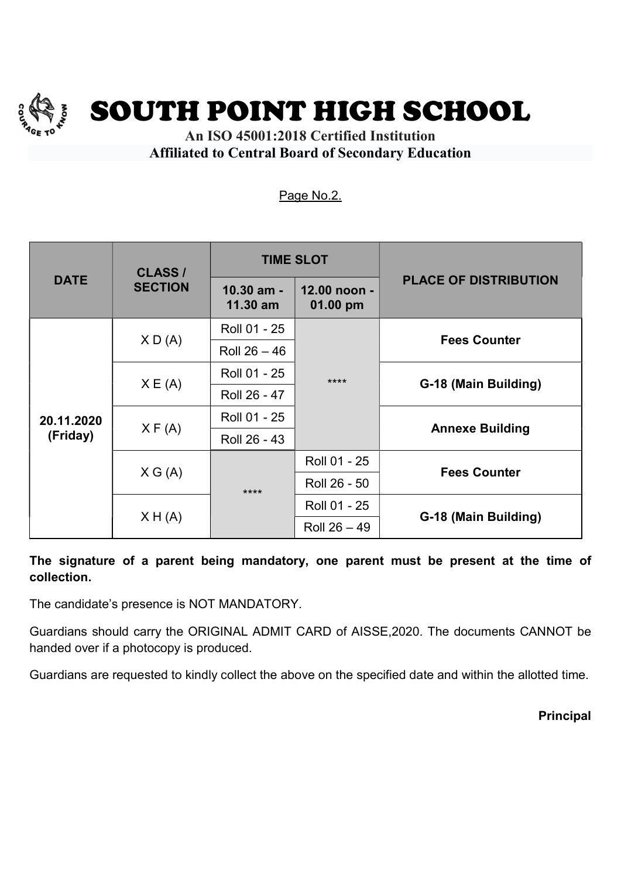# SOUTH POINT HIGH SCHOOL

**An ISO 45001:2018 Certified Institution**
**Affiliated to Central Board of Secondary Education**

Page No.2.

| DATE | CLASS / SECTION | TIME SLOT | | PLACE OF DISTRIBUTION |
|---|---|---|---|---|
| | | 10.30 am - 11.30 am | 12.00 noon - 01.00 pm | |
| 20.11.2020 (Friday) | X D (A) | Roll 01 - 25 | **** | Fees Counter |
| | | Roll 26 – 46 | | |
| | X E (A) | Roll 01 - 25 | | G-18 (Main Building) |
| | | Roll 26 - 47 | | |
| | X F (A) | Roll 01 - 25 | | Annexe Building |
| | | Roll 26 - 43 | | |
| | X G (A) | **** | Roll 01 - 25 | Fees Counter |
| | | | Roll 26 - 50 | |
| | X H (A) | | Roll 01 - 25 | G-18 (Main Building) |
| | | | Roll 26 – 49 | |

**The signature of a parent being mandatory, one parent must be present at the time of collection.**

The candidate's presence is NOT MANDATORY.

Guardians should carry the ORIGINAL ADMIT CARD of AISSE,2020. The documents CANNOT be handed over if a photocopy is produced.

Guardians are requested to kindly collect the above on the specified date and within the allotted time.

**Principal**